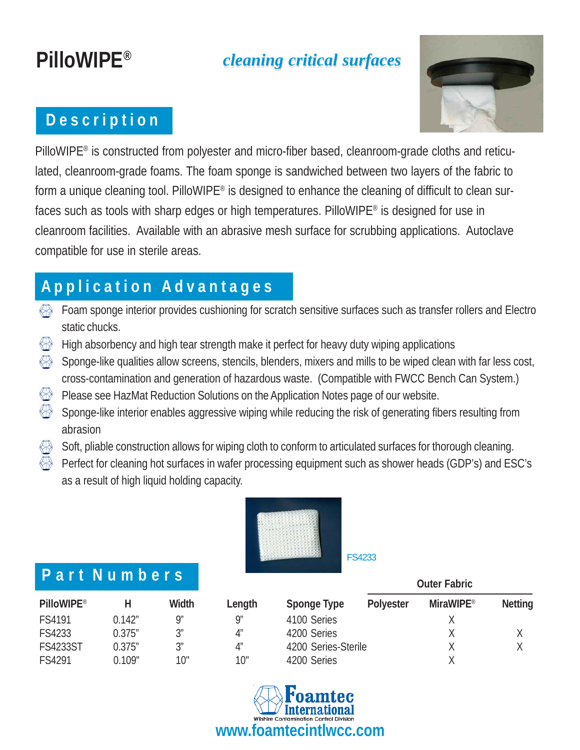# PilloWIPE®

*cleaning critical surfaces*

## Description

PilloWIPE® is constructed from polyester and micro-fiber based, cleanroom-grade cloths and reticulated, cleanroom-grade foams. The foam sponge is sandwiched between two layers of the fabric to form a unique cleaning tool. PilloWIPE® is designed to enhance the cleaning of difficult to clean surfaces such as tools with sharp edges or high temperatures. PilloWIPE® is designed for use in cleanroom facilities. Available with an abrasive mesh surface for scrubbing applications. Autoclave compatible for use in sterile areas.

## Application Advantages

- Foam sponge interior provides cushioning for scratch sensitive surfaces such as transfer rollers and Electro static chucks.
- High absorbency and high tear strength make it perfect for heavy duty wiping applications
- Sponge-like qualities allow screens, stencils, blenders, mixers and mills to be wiped clean with far less cost, cross-contamination and generation of hazardous waste. (Compatible with FWCC Bench Can System.)
- Please see HazMat Reduction Solutions on the Application Notes page of our website.
- Sponge-like interior enables aggressive wiping while reducing the risk of generating fibers resulting from abrasion
- Soft, pliable construction allows for wiping cloth to conform to articulated surfaces for thorough cleaning.
- Perfect for cleaning hot surfaces in wafer processing equipment such as shower heads (GDP's) and ESC's as a result of high liquid holding capacity.

FS4233

## Part Numbers

| | | | | | Outer Fabric | | |
|---|---|---|---|---|---|---|---|
| PilloWIPE® | H | Width | Length | Sponge Type | Polyester | MiraWIPE® | Netting |
| FS4191 | 0.142" | 9" | 9" | 4100 Series | | X | |
| FS4233 | 0.375" | 3" | 4" | 4200 Series | | X | X |
| FS4233ST | 0.375" | 3" | 4" | 4200 Series-Sterile | | X | X |
| FS4291 | 0.109" | 10" | 10" | 4200 Series | | X | |

Foamtec International
Wilshire Contamination Control Division
www.foamtecintlwcc.com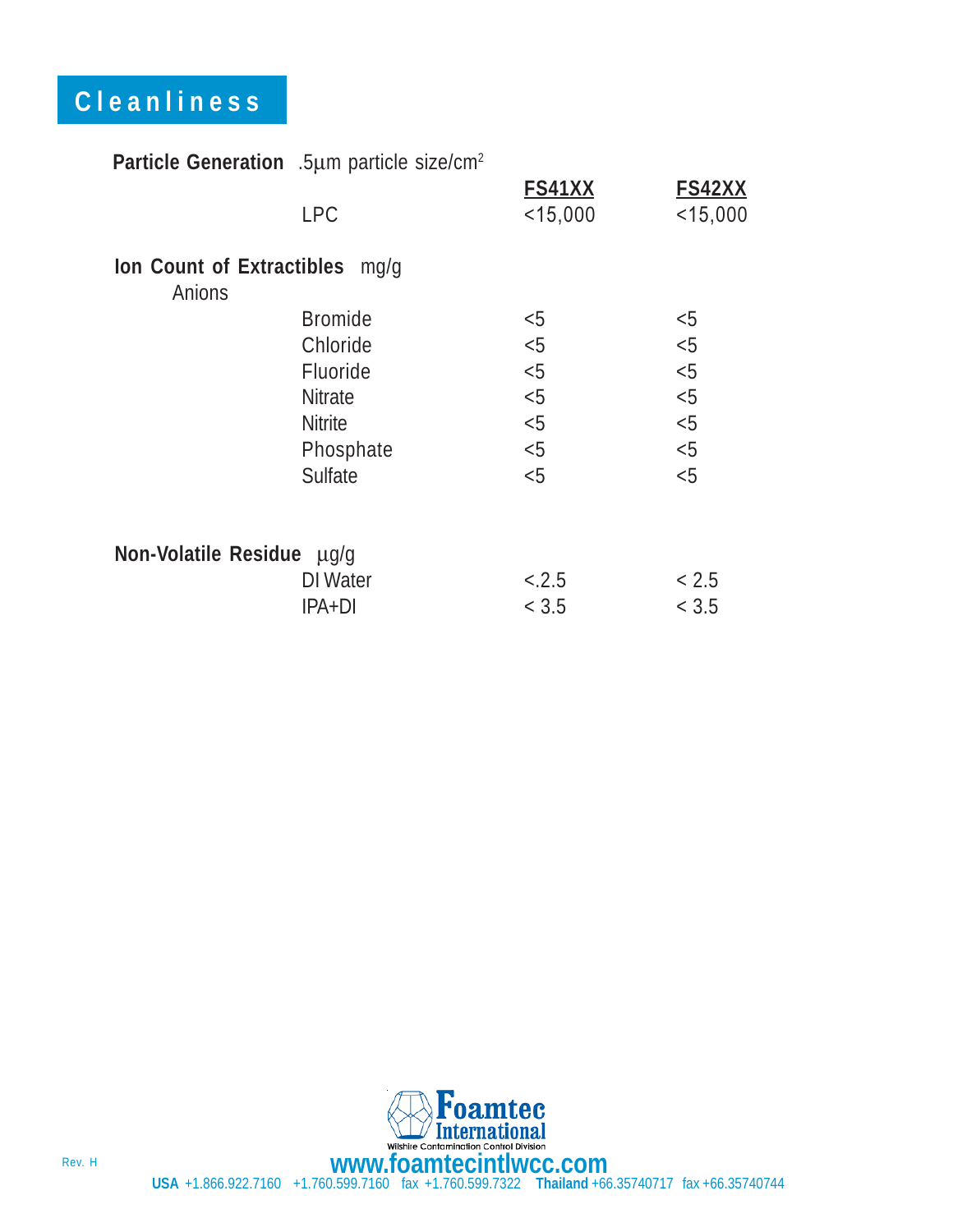## Cleanliness

| | | FS41XX | FS42XX |
|---|---|---|---|
| **Particle Generation** .5µm particle size/$cm^2$ | | | |
| | LPC | <15,000 | <15,000 |
| **Ion Count of Extractibles** mg/g | | | |
| Anions | | | |
| | Bromide | <5 | <5 |
| | Chloride | <5 | <5 |
| | Fluoride | <5 | <5 |
| | Nitrate | <5 | <5 |
| | Nitrite | <5 | <5 |
| | Phosphate | <5 | <5 |
| | Sulfate | <5 | <5 |
| **Non-Volatile Residue** µg/g | | | |
| | DI Water | <.2.5 | < 2.5 |
| | IPA+DI | < 3.5 | < 3.5 |

Foamtec International
Wilshire Contamination Control Division

Rev. H

www.foamtecintlwcc.com

**USA** +1.866.922.7160 +1.760.599.7160 fax +1.760.599.7322 **Thailand** +66.35740717 fax +66.35740744